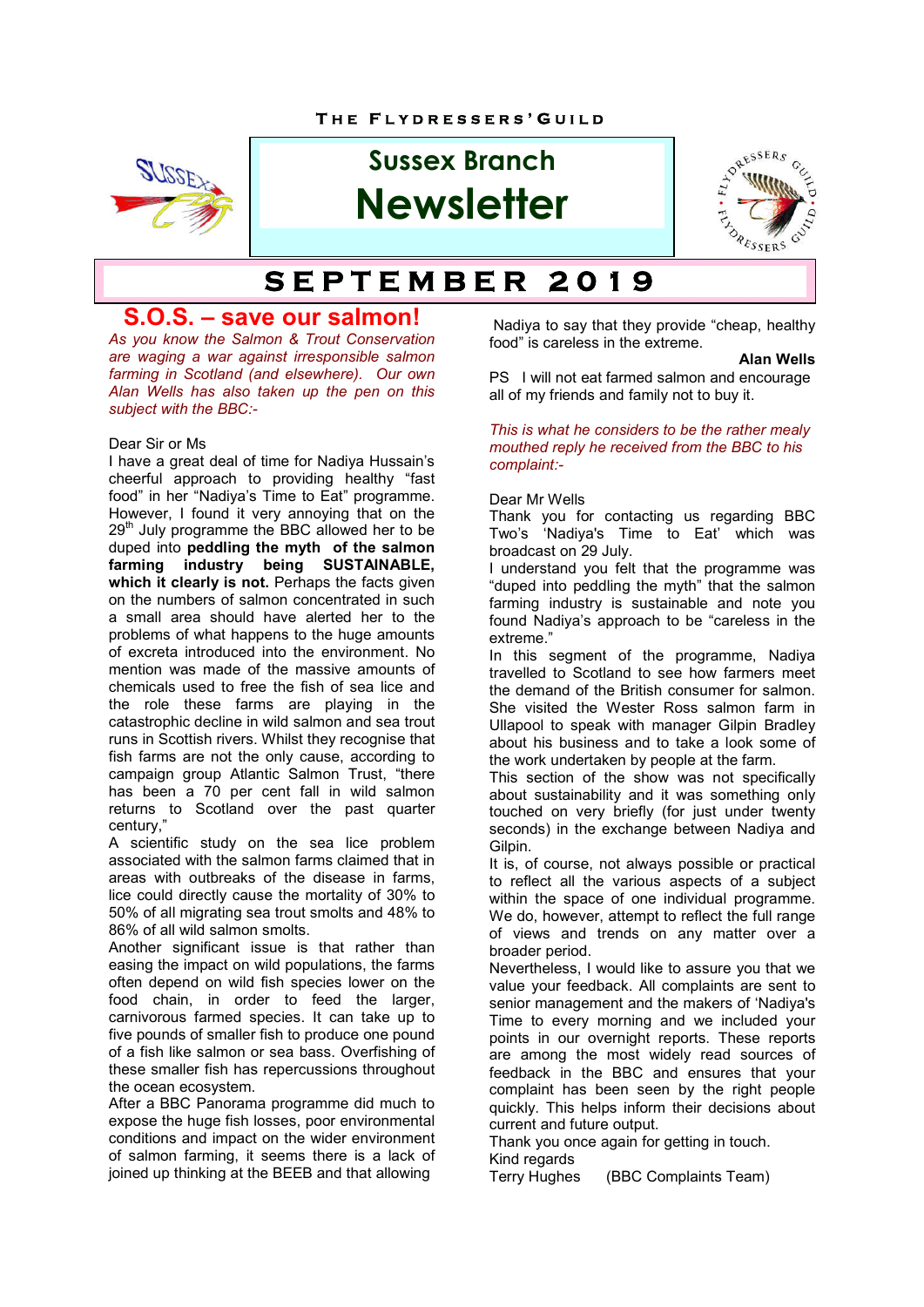THE FLYDRESSERS' GUILD

# Sussex Branch Newsletter

## SEPTEMBER 2019

## S.O.S. – save our salmon!

*As you know the Salmon & Trout Conservation are waging a war against irresponsible salmon farming in Scotland (and elsewhere). Our own Alan Wells has also taken up the pen on this subject with the BBC:-*

Dear Sir or Ms

I have a great deal of time for Nadiya Hussain's cheerful approach to providing healthy "fast food" in her "Nadiya's Time to Eat" programme. However, I found it very annoying that on the 29th July programme the BBC allowed her to be duped into **peddling the myth of the salmon farming industry being SUSTAINABLE, which it clearly is not.** Perhaps the facts given on the numbers of salmon concentrated in such a small area should have alerted her to the problems of what happens to the huge amounts of excreta introduced into the environment. No mention was made of the massive amounts of chemicals used to free the fish of sea lice and the role these farms are playing in the catastrophic decline in wild salmon and sea trout runs in Scottish rivers. Whilst they recognise that fish farms are not the only cause, according to campaign group Atlantic Salmon Trust, "there has been a 70 per cent fall in wild salmon returns to Scotland over the past quarter century,"

A scientific study on the sea lice problem associated with the salmon farms claimed that in areas with outbreaks of the disease in farms, lice could directly cause the mortality of 30% to 50% of all migrating sea trout smolts and 48% to 86% of all wild salmon smolts.

Another significant issue is that rather than easing the impact on wild populations, the farms often depend on wild fish species lower on the food chain, in order to feed the larger, carnivorous farmed species. It can take up to five pounds of smaller fish to produce one pound of a fish like salmon or sea bass. Overfishing of these smaller fish has repercussions throughout the ocean ecosystem.

After a BBC Panorama programme did much to expose the huge fish losses, poor environmental conditions and impact on the wider environment of salmon farming, it seems there is a lack of joined up thinking at the BEEB and that allowing Nadiya to say that they provide "cheap, healthy food" is careless in the extreme.

**Alan Wells**

PS I will not eat farmed salmon and encourage all of my friends and family not to buy it.

*This is what he considers to be the rather mealy mouthed reply he received from the BBC to his complaint:-*

Dear Mr Wells

Thank you for contacting us regarding BBC Two's 'Nadiya's Time to Eat' which was broadcast on 29 July.

I understand you felt that the programme was "duped into peddling the myth" that the salmon farming industry is sustainable and note you found Nadiya's approach to be "careless in the extreme."

In this segment of the programme, Nadiya travelled to Scotland to see how farmers meet the demand of the British consumer for salmon. She visited the Wester Ross salmon farm in Ullapool to speak with manager Gilpin Bradley about his business and to take a look some of the work undertaken by people at the farm.

This section of the show was not specifically about sustainability and it was something only touched on very briefly (for just under twenty seconds) in the exchange between Nadiya and Gilpin.

It is, of course, not always possible or practical to reflect all the various aspects of a subject within the space of one individual programme. We do, however, attempt to reflect the full range of views and trends on any matter over a broader period.

Nevertheless, I would like to assure you that we value your feedback. All complaints are sent to senior management and the makers of 'Nadiya's Time to every morning and we included your points in our overnight reports. These reports are among the most widely read sources of feedback in the BBC and ensures that your complaint has been seen by the right people quickly. This helps inform their decisions about current and future output.

Thank you once again for getting in touch.

Kind regards

Terry Hughes (BBC Complaints Team)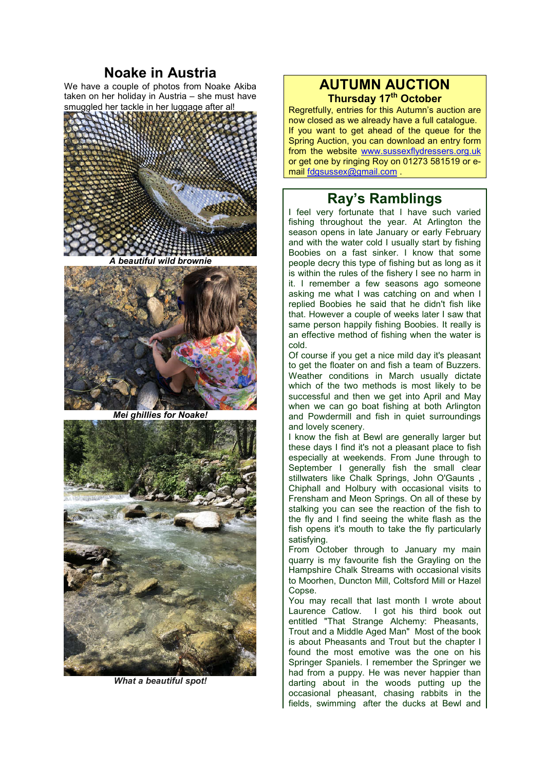# Noake in Austria

We have a couple of photos from Noake Akiba taken on her holiday in Austria – she must have smuggled her tackle in her luggage after al!

***A beautiful wild brownie***

***Mei ghillies for Noake!***

***What a beautiful spot!***

## AUTUMN AUCTION

### Thursday 17th October

Regretfully, entries for this Autumn's auction are now closed as we already have a full catalogue. If you want to get ahead of the queue for the Spring Auction, you can download an entry form from the website www.sussexflydressers.org.uk or get one by ringing Roy on 01273 581519 or e-mail fdgsussex@gmail.com .

## Ray's Ramblings

I feel very fortunate that I have such varied fishing throughout the year. At Arlington the season opens in late January or early February and with the water cold I usually start by fishing Boobies on a fast sinker. I know that some people decry this type of fishing but as long as it is within the rules of the fishery I see no harm in it. I remember a few seasons ago someone asking me what I was catching on and when I replied Boobies he said that he didn't fish like that. However a couple of weeks later I saw that same person happily fishing Boobies. It really is an effective method of fishing when the water is cold.

Of course if you get a nice mild day it's pleasant to get the floater on and fish a team of Buzzers. Weather conditions in March usually dictate which of the two methods is most likely to be successful and then we get into April and May when we can go boat fishing at both Arlington and Powdermill and fish in quiet surroundings and lovely scenery.

I know the fish at Bewl are generally larger but these days I find it's not a pleasant place to fish especially at weekends. From June through to September I generally fish the small clear stillwaters like Chalk Springs, John O'Gaunts , Chiphall and Holbury with occasional visits to Frensham and Meon Springs. On all of these by stalking you can see the reaction of the fish to the fly and I find seeing the white flash as the fish opens it's mouth to take the fly particularly satisfying.

From October through to January my main quarry is my favourite fish the Grayling on the Hampshire Chalk Streams with occasional visits to Moorhen, Duncton Mill, Coltsford Mill or Hazel Copse.

You may recall that last month I wrote about Laurence Catlow. I got his third book out entitled "That Strange Alchemy: Pheasants, Trout and a Middle Aged Man" Most of the book is about Pheasants and Trout but the chapter I found the most emotive was the one on his Springer Spaniels. I remember the Springer we had from a puppy. He was never happier than darting about in the woods putting up the occasional pheasant, chasing rabbits in the fields, swimming after the ducks at Bewl and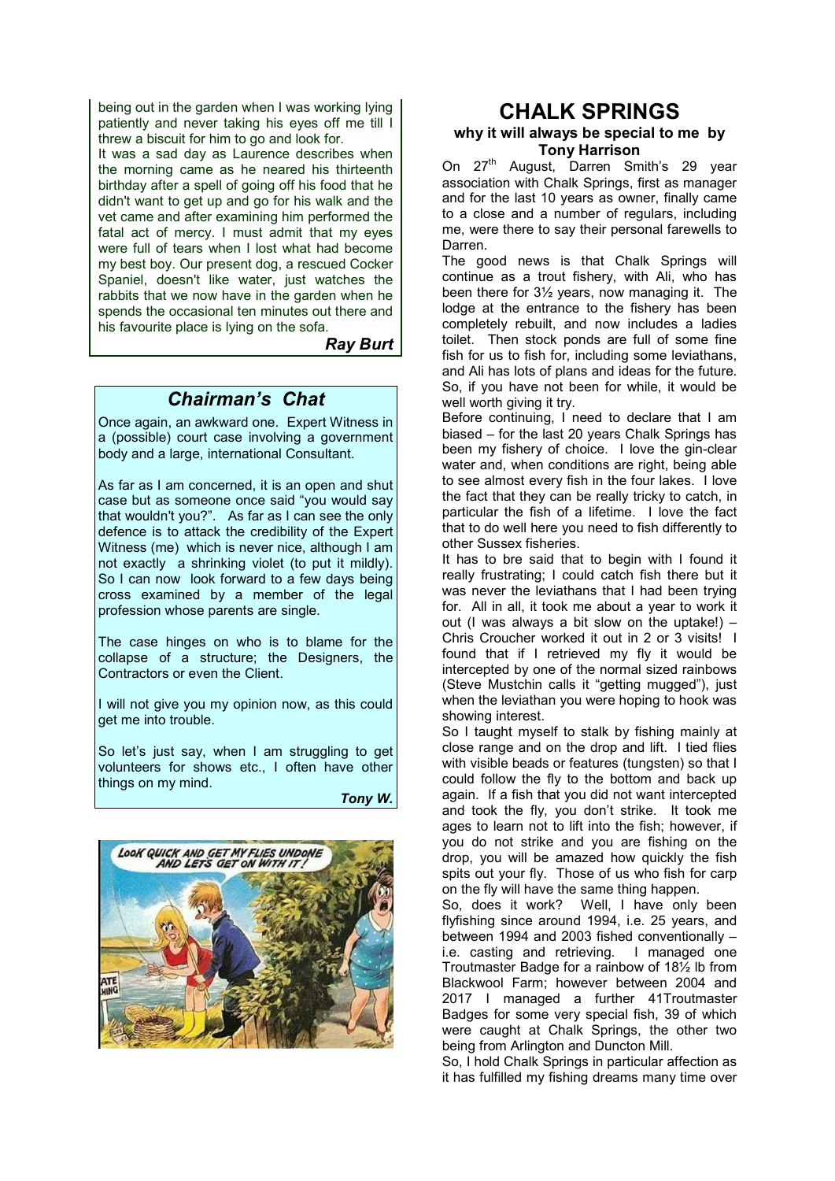being out in the garden when I was working lying patiently and never taking his eyes off me till I threw a biscuit for him to go and look for.

It was a sad day as Laurence describes when the morning came as he neared his thirteenth birthday after a spell of going off his food that he didn't want to get up and go for his walk and the vet came and after examining him performed the fatal act of mercy. I must admit that my eyes were full of tears when I lost what had become my best boy. Our present dog, a rescued Cocker Spaniel, doesn't like water, just watches the rabbits that we now have in the garden when he spends the occasional ten minutes out there and his favourite place is lying on the sofa.

***Ray Burt***

## *Chairman's Chat*

Once again, an awkward one. Expert Witness in a (possible) court case involving a government body and a large, international Consultant.

As far as I am concerned, it is an open and shut case but as someone once said "you would say that wouldn't you?". As far as I can see the only defence is to attack the credibility of the Expert Witness (me) which is never nice, although I am not exactly a shrinking violet (to put it mildly). So I can now look forward to a few days being cross examined by a member of the legal profession whose parents are single.

The case hinges on who is to blame for the collapse of a structure; the Designers, the Contractors or even the Client.

I will not give you my opinion now, as this could get me into trouble.

So let's just say, when I am struggling to get volunteers for shows etc., I often have other things on my mind.

***Tony W.***

# CHALK SPRINGS

### why it will always be special to me by Tony Harrison

On 27th August, Darren Smith's 29 year association with Chalk Springs, first as manager and for the last 10 years as owner, finally came to a close and a number of regulars, including me, were there to say their personal farewells to Darren.

The good news is that Chalk Springs will continue as a trout fishery, with Ali, who has been there for 3½ years, now managing it. The lodge at the entrance to the fishery has been completely rebuilt, and now includes a ladies toilet. Then stock ponds are full of some fine fish for us to fish for, including some leviathans, and Ali has lots of plans and ideas for the future. So, if you have not been for while, it would be well worth giving it try.

Before continuing, I need to declare that I am biased – for the last 20 years Chalk Springs has been my fishery of choice. I love the gin-clear water and, when conditions are right, being able to see almost every fish in the four lakes. I love the fact that they can be really tricky to catch, in particular the fish of a lifetime. I love the fact that to do well here you need to fish differently to other Sussex fisheries.

It has to bre said that to begin with I found it really frustrating; I could catch fish there but it was never the leviathans that I had been trying for. All in all, it took me about a year to work it out (I was always a bit slow on the uptake!) – Chris Croucher worked it out in 2 or 3 visits! I found that if I retrieved my fly it would be intercepted by one of the normal sized rainbows (Steve Mustchin calls it "getting mugged"), just when the leviathan you were hoping to hook was showing interest.

So I taught myself to stalk by fishing mainly at close range and on the drop and lift. I tied flies with visible beads or features (tungsten) so that I could follow the fly to the bottom and back up again. If a fish that you did not want intercepted and took the fly, you don't strike. It took me ages to learn not to lift into the fish; however, if you do not strike and you are fishing on the drop, you will be amazed how quickly the fish spits out your fly. Those of us who fish for carp on the fly will have the same thing happen.

So, does it work? Well, I have only been flyfishing since around 1994, i.e. 25 years, and between 1994 and 2003 fished conventionally – i.e. casting and retrieving. I managed one Troutmaster Badge for a rainbow of 18½ lb from Blackwool Farm; however between 2004 and 2017 I managed a further 41Troutmaster Badges for some very special fish, 39 of which were caught at Chalk Springs, the other two being from Arlington and Duncton Mill.

So, I hold Chalk Springs in particular affection as it has fulfilled my fishing dreams many time over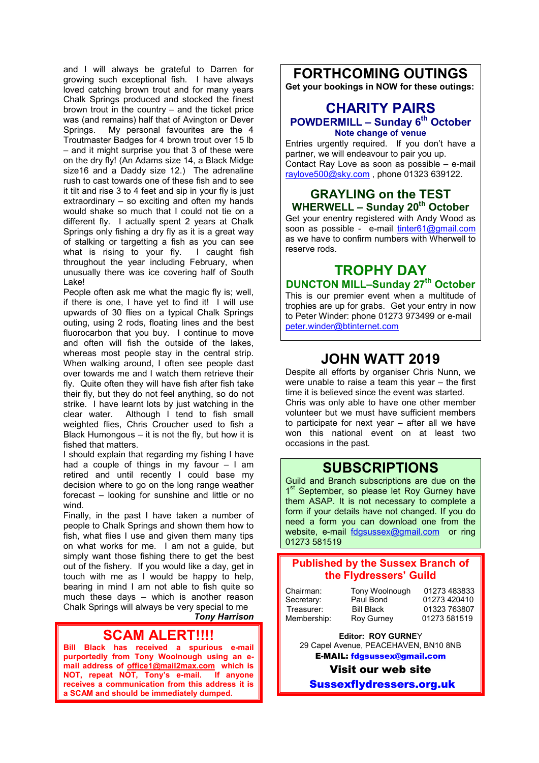and I will always be grateful to Darren for growing such exceptional fish. I have always loved catching brown trout and for many years Chalk Springs produced and stocked the finest brown trout in the country – and the ticket price was (and remains) half that of Avington or Dever Springs. My personal favourites are the 4 Troutmaster Badges for 4 brown trout over 15 lb – and it might surprise you that 3 of these were on the dry fly! (An Adams size 14, a Black Midge size16 and a Daddy size 12.) The adrenaline rush to cast towards one of these fish and to see it tilt and rise 3 to 4 feet and sip in your fly is just extraordinary – so exciting and often my hands would shake so much that I could not tie on a different fly. I actually spent 2 years at Chalk Springs only fishing a dry fly as it is a great way of stalking or targetting a fish as you can see what is rising to your fly. I caught fish throughout the year including February, when unusually there was ice covering half of South Lake!

People often ask me what the magic fly is; well, if there is one, I have yet to find it! I will use upwards of 30 flies on a typical Chalk Springs outing, using 2 rods, floating lines and the best fluorocarbon that you buy. I continue to move and often will fish the outside of the lakes, whereas most people stay in the central strip. When walking around, I often see people dast over towards me and I watch them retrieve their fly. Quite often they will have fish after fish take their fly, but they do not feel anything, so do not strike. I have learnt lots by just watching in the clear water. Although I tend to fish small weighted flies, Chris Croucher used to fish a Black Humongous – it is not the fly, but how it is fished that matters.

I should explain that regarding my fishing I have had a couple of things in my favour – I am retired and until recently I could base my decision where to go on the long range weather forecast – looking for sunshine and little or no wind.

Finally, in the past I have taken a number of people to Chalk Springs and shown them how to fish, what flies I use and given them many tips on what works for me. I am not a guide, but simply want those fishing there to get the best out of the fishery. If you would like a day, get in touch with me as I would be happy to help, bearing in mind I am not able to fish quite so much these days – which is another reason Chalk Springs will always be very special to me

***Tony Harrison***

## SCAM ALERT!!!!

**Bill Black has received a spurious e-mail purportedly from Tony Woolnough using an e-mail address of office1@mail2max.com which is NOT, repeat NOT, Tony's e-mail. If anyone receives a communication from this address it is a SCAM and should be immediately dumped.**

# FORTHCOMING OUTINGS

**Get your bookings in NOW for these outings:**

## CHARITY PAIRS

### POWDERMILL – Sunday 6th October

**Note change of venue**

Entries urgently required. If you don't have a partner, we will endeavour to pair you up. Contact Ray Love as soon as possible – e-mail raylove500@sky.com , phone 01323 639122.

## GRAYLING on the TEST

### WHERWELL – Sunday 20th October

Get your enentry registered with Andy Wood as soon as possible - e-mail tinter61@gmail.com as we have to confirm numbers with Wherwell to reserve rods.

## TROPHY DAY

### DUNCTON MILL–Sunday 27th October

This is our premier event when a multitude of trophies are up for grabs. Get your entry in now to Peter Winder: phone 01273 973499 or e-mail peter.winder@btinternet.com

# JOHN WATT 2019

Despite all efforts by organiser Chris Nunn, we were unable to raise a team this year – the first time it is believed since the event was started. Chris was only able to have one other member volunteer but we must have sufficient members to participate for next year – after all we have won this national event on at least two occasions in the past.

# SUBSCRIPTIONS

Guild and Branch subscriptions are due on the 1st September, so please let Roy Gurney have them ASAP. It is not necessary to complete a form if your details have not changed. If you do need a form you can download one from the website, e-mail fdgsussex@gmail.com or ring 01273 581519

## Published by the Sussex Branch of the Flydressers' Guild

| | | |
|---|---|---|
| Chairman: | Tony Woolnough | 01273 483833 |
| Secretary: | Paul Bond | 01273 420410 |
| Treasurer: | Bill Black | 01323 763807 |
| Membership: | Roy Gurney | 01273 581519 |

**Editor: ROY GURNEY**
29 Capel Avenue, PEACEHAVEN, BN10 8NB
**E-MAIL: fdgsussex@gmail.com**

**Visit our web site**

**Sussexflydressers.org.uk**